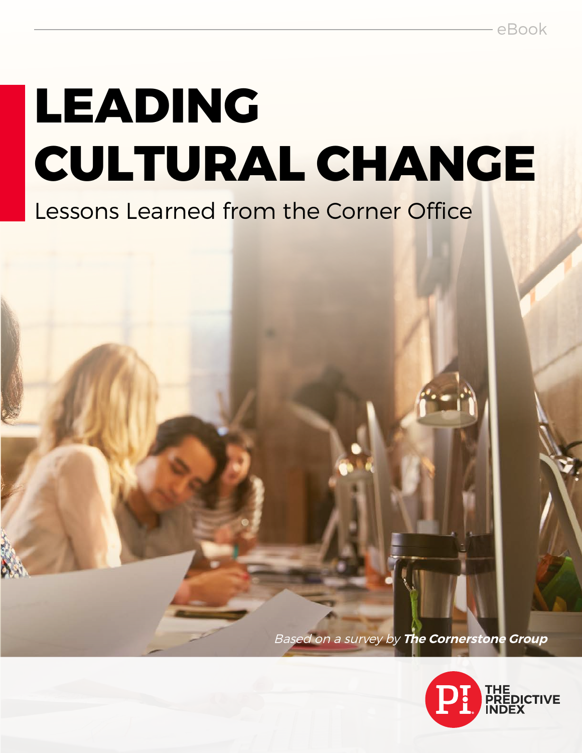eBook

# LEADING CULTURAL CHANGE

## Lessons Learned from the Corner Office

*Based on a survey by **The Cornerstone Group***

THE PREDICTIVE INDEX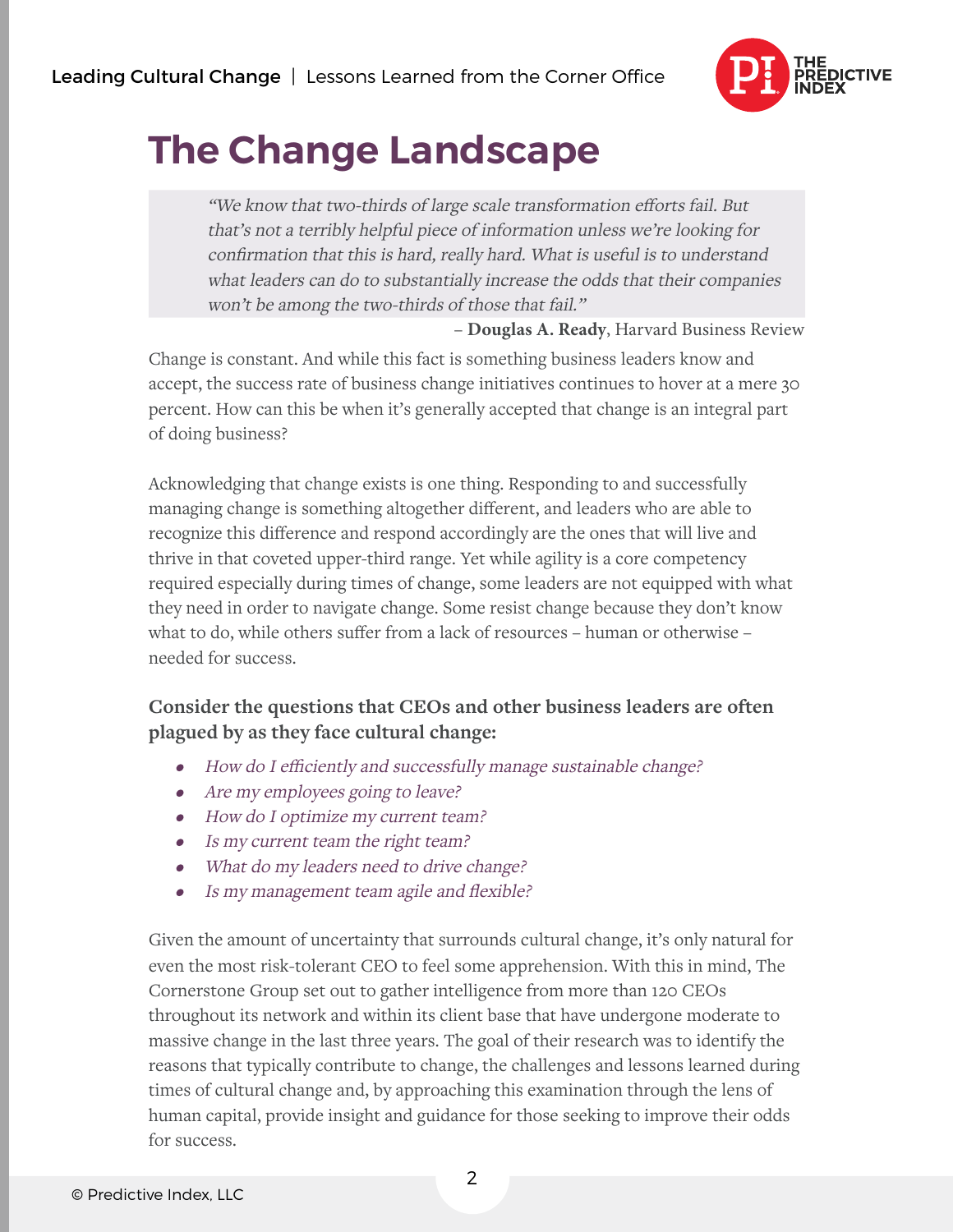# The Change Landscape

> *"We know that two-thirds of large scale transformation efforts fail. But that's not a terribly helpful piece of information unless we're looking for confirmation that this is hard, really hard. What is useful is to understand what leaders can do to substantially increase the odds that their companies won't be among the two-thirds of those that fail."*
>
> – **Douglas A. Ready**, Harvard Business Review

Change is constant. And while this fact is something business leaders know and accept, the success rate of business change initiatives continues to hover at a mere 30 percent. How can this be when it's generally accepted that change is an integral part of doing business?

Acknowledging that change exists is one thing. Responding to and successfully managing change is something altogether different, and leaders who are able to recognize this difference and respond accordingly are the ones that will live and thrive in that coveted upper-third range. Yet while agility is a core competency required especially during times of change, some leaders are not equipped with what they need in order to navigate change. Some resist change because they don't know what to do, while others suffer from a lack of resources – human or otherwise – needed for success.

**Consider the questions that CEOs and other business leaders are often plagued by as they face cultural change:**

- *How do I efficiently and successfully manage sustainable change?*
- *Are my employees going to leave?*
- *How do I optimize my current team?*
- *Is my current team the right team?*
- *What do my leaders need to drive change?*
- *Is my management team agile and flexible?*

Given the amount of uncertainty that surrounds cultural change, it's only natural for even the most risk-tolerant CEO to feel some apprehension. With this in mind, The Cornerstone Group set out to gather intelligence from more than 120 CEOs throughout its network and within its client base that have undergone moderate to massive change in the last three years. The goal of their research was to identify the reasons that typically contribute to change, the challenges and lessons learned during times of cultural change and, by approaching this examination through the lens of human capital, provide insight and guidance for those seeking to improve their odds for success.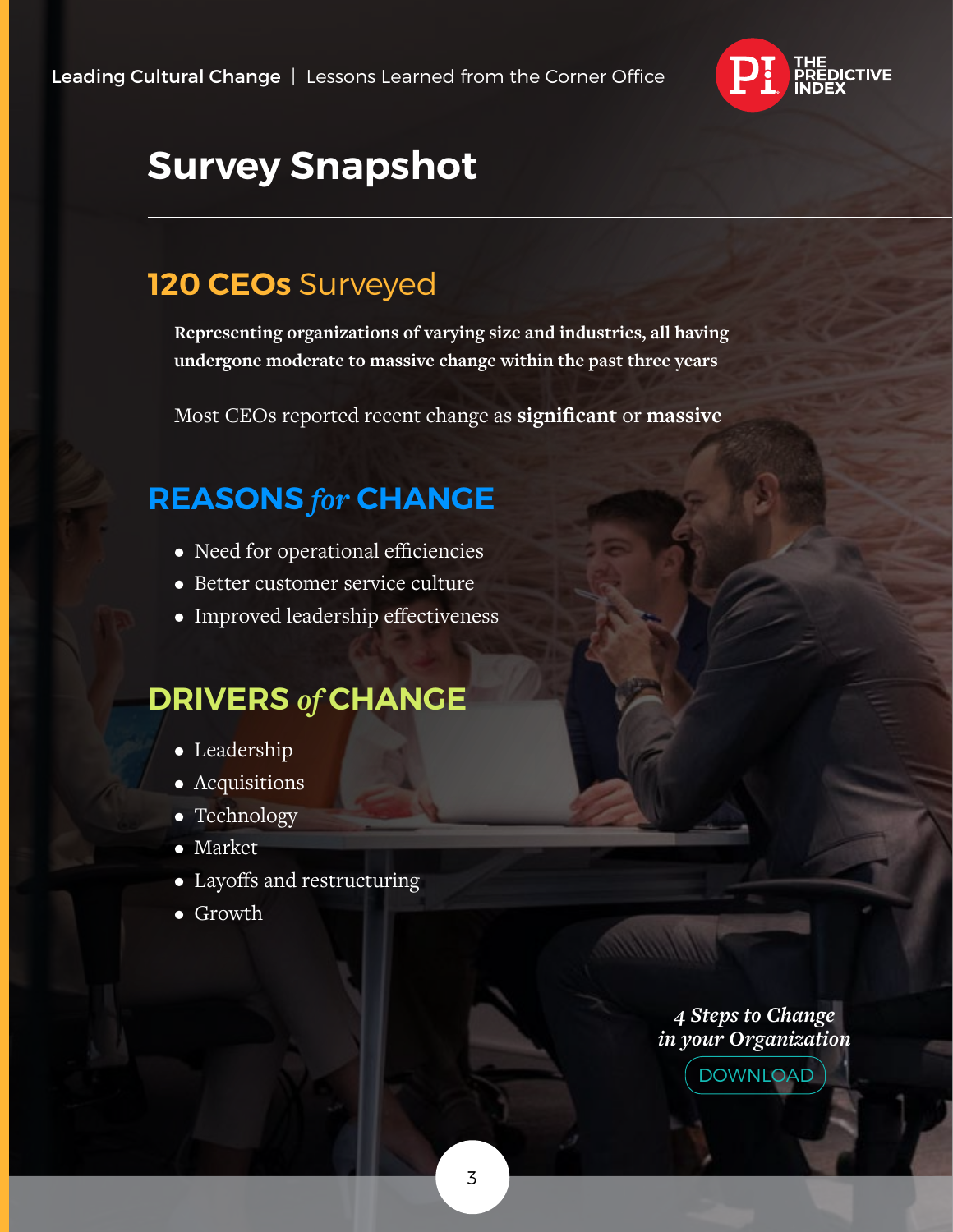# Survey Snapshot

## 120 CEOs Surveyed

**Representing organizations of varying size and industries, all having undergone moderate to massive change within the past three years**

Most CEOs reported recent change as **significant** or **massive**

## REASONS *for* CHANGE

- Need for operational efficiencies
- Better customer service culture
- Improved leadership effectiveness

## DRIVERS *of* CHANGE

- Leadership
- Acquisitions
- Technology
- Market
- Layoffs and restructuring
- Growth

*4 Steps to Change in your Organization*

DOWNLOAD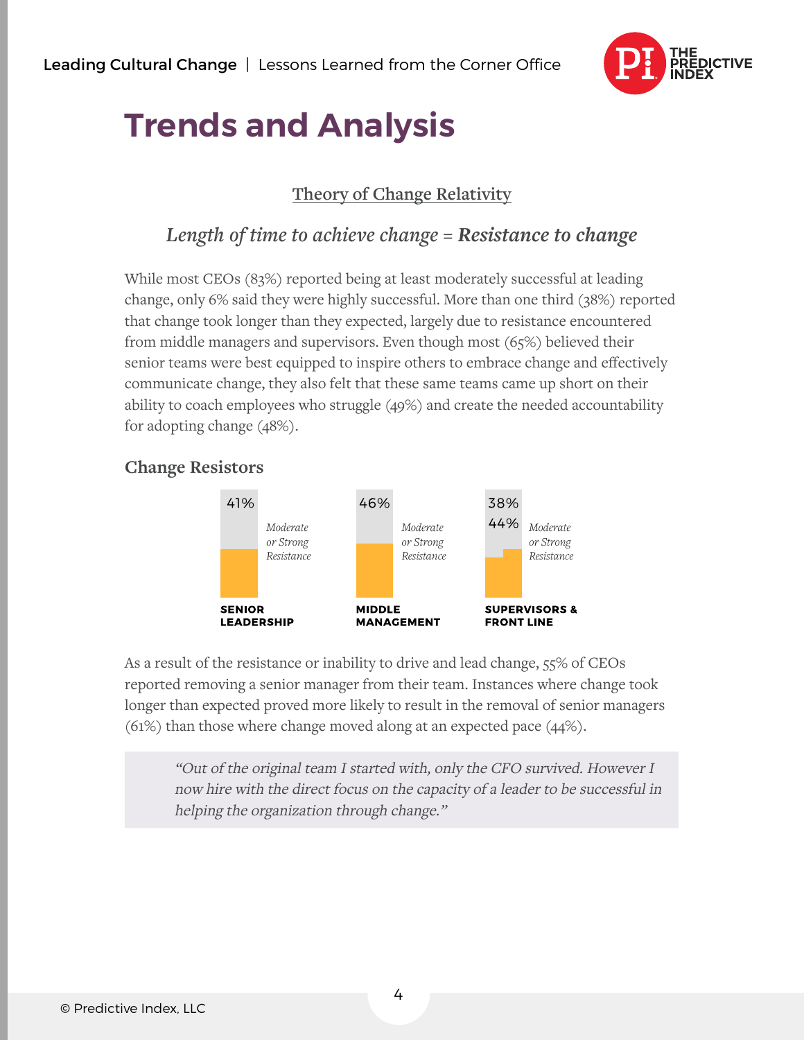# Trends and Analysis

<u>Theory of Change Relativity</u>

*Length of time to achieve change = **Resistance to change***

While most CEOs (83%) reported being at least moderately successful at leading change, only 6% said they were highly successful. More than one third (38%) reported that change took longer than they expected, largely due to resistance encountered from middle managers and supervisors. Even though most (65%) believed their senior teams were best equipped to inspire others to embrace change and effectively communicate change, they also felt that these same teams came up short on their ability to coach employees who struggle (49%) and create the needed accountability for adopting change (48%).

## Change Resistors

| | Moderate or Strong Resistance |
|---|---|
| **SENIOR LEADERSHIP** | 41% |
| **MIDDLE MANAGEMENT** | 46% |
| **SUPERVISORS & FRONT LINE** | 38% / 44% |

As a result of the resistance or inability to drive and lead change, 55% of CEOs reported removing a senior manager from their team. Instances where change took longer than expected proved more likely to result in the removal of senior managers (61%) than those where change moved along at an expected pace (44%).

> *"Out of the original team I started with, only the CFO survived. However I now hire with the direct focus on the capacity of a leader to be successful in helping the organization through change."*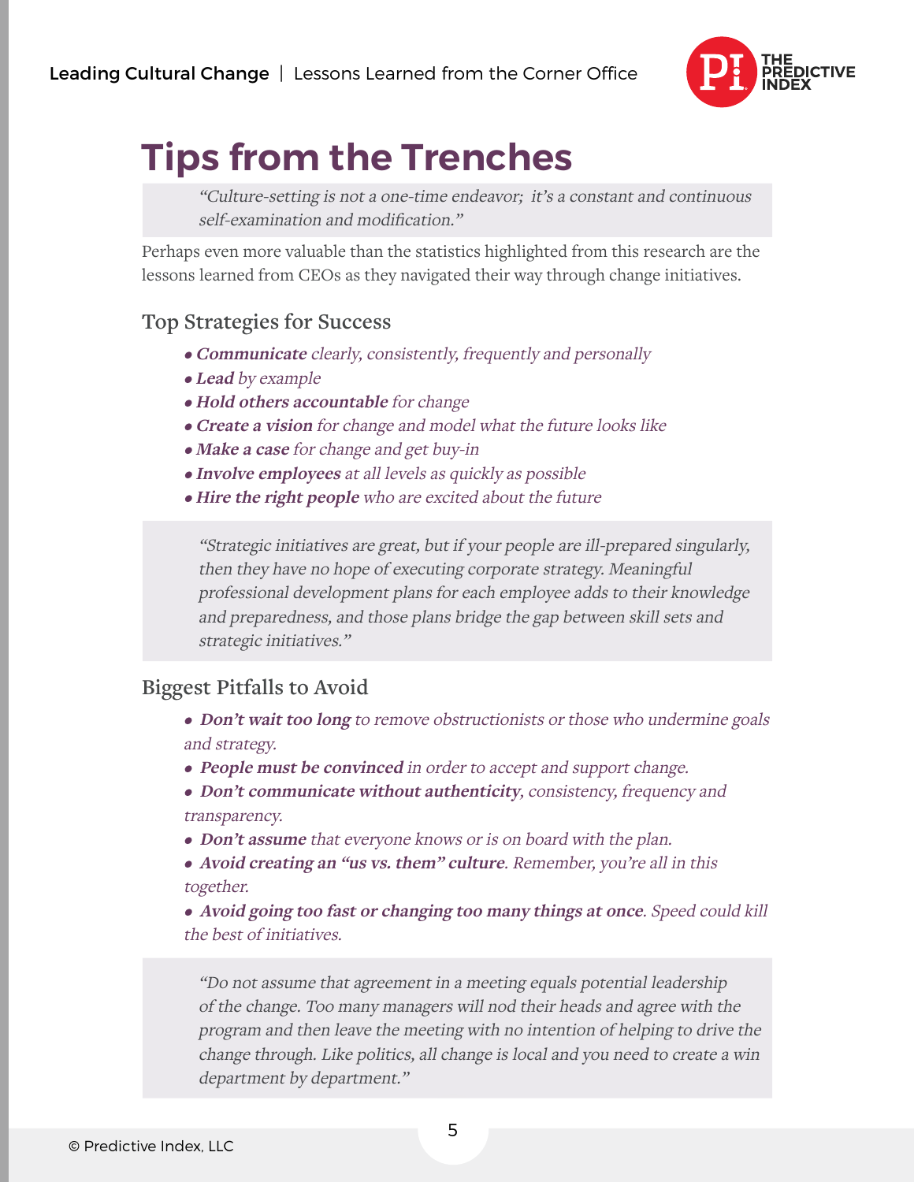# Tips from the Trenches

> *"Culture-setting is not a one-time endeavor; it's a constant and continuous self-examination and modification."*

Perhaps even more valuable than the statistics highlighted from this research are the lessons learned from CEOs as they navigated their way through change initiatives.

## Top Strategies for Success

- ***Communicate*** *clearly, consistently, frequently and personally*
- ***Lead*** *by example*
- ***Hold others accountable*** *for change*
- ***Create a vision*** *for change and model what the future looks like*
- ***Make a case*** *for change and get buy-in*
- ***Involve employees*** *at all levels as quickly as possible*
- ***Hire the right people*** *who are excited about the future*

> *"Strategic initiatives are great, but if your people are ill-prepared singularly, then they have no hope of executing corporate strategy. Meaningful professional development plans for each employee adds to their knowledge and preparedness, and those plans bridge the gap between skill sets and strategic initiatives."*

## Biggest Pitfalls to Avoid

- ***Don't wait too long*** *to remove obstructionists or those who undermine goals and strategy.*
- ***People must be convinced*** *in order to accept and support change.*
- ***Don't communicate without authenticity****, consistency, frequency and transparency.*
- ***Don't assume*** *that everyone knows or is on board with the plan.*
- ***Avoid creating an "us vs. them" culture****. Remember, you're all in this together.*
- ***Avoid going too fast or changing too many things at once****. Speed could kill the best of initiatives.*

> *"Do not assume that agreement in a meeting equals potential leadership of the change. Too many managers will nod their heads and agree with the program and then leave the meeting with no intention of helping to drive the change through. Like politics, all change is local and you need to create a win department by department."*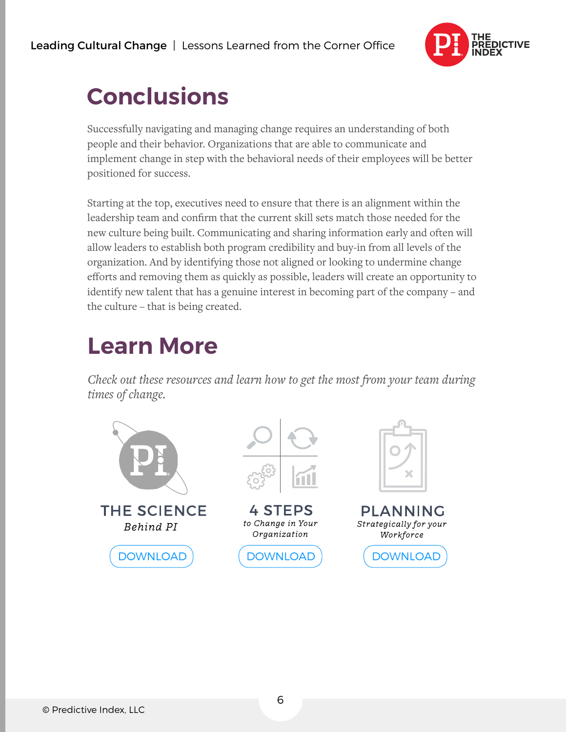# Conclusions

Successfully navigating and managing change requires an understanding of both people and their behavior. Organizations that are able to communicate and implement change in step with the behavioral needs of their employees will be better positioned for success.

Starting at the top, executives need to ensure that there is an alignment within the leadership team and confirm that the current skill sets match those needed for the new culture being built. Communicating and sharing information early and often will allow leaders to establish both program credibility and buy-in from all levels of the organization. And by identifying those not aligned or looking to undermine change efforts and removing them as quickly as possible, leaders will create an opportunity to identify new talent that has a genuine interest in becoming part of the company – and the culture – that is being created.

# Learn More

*Check out these resources and learn how to get the most from your team during times of change.*

**THE SCIENCE**
*Behind PI*
DOWNLOAD

**4 STEPS**
*to Change in Your Organization*
DOWNLOAD

**PLANNING**
*Strategically for your Workforce*
DOWNLOAD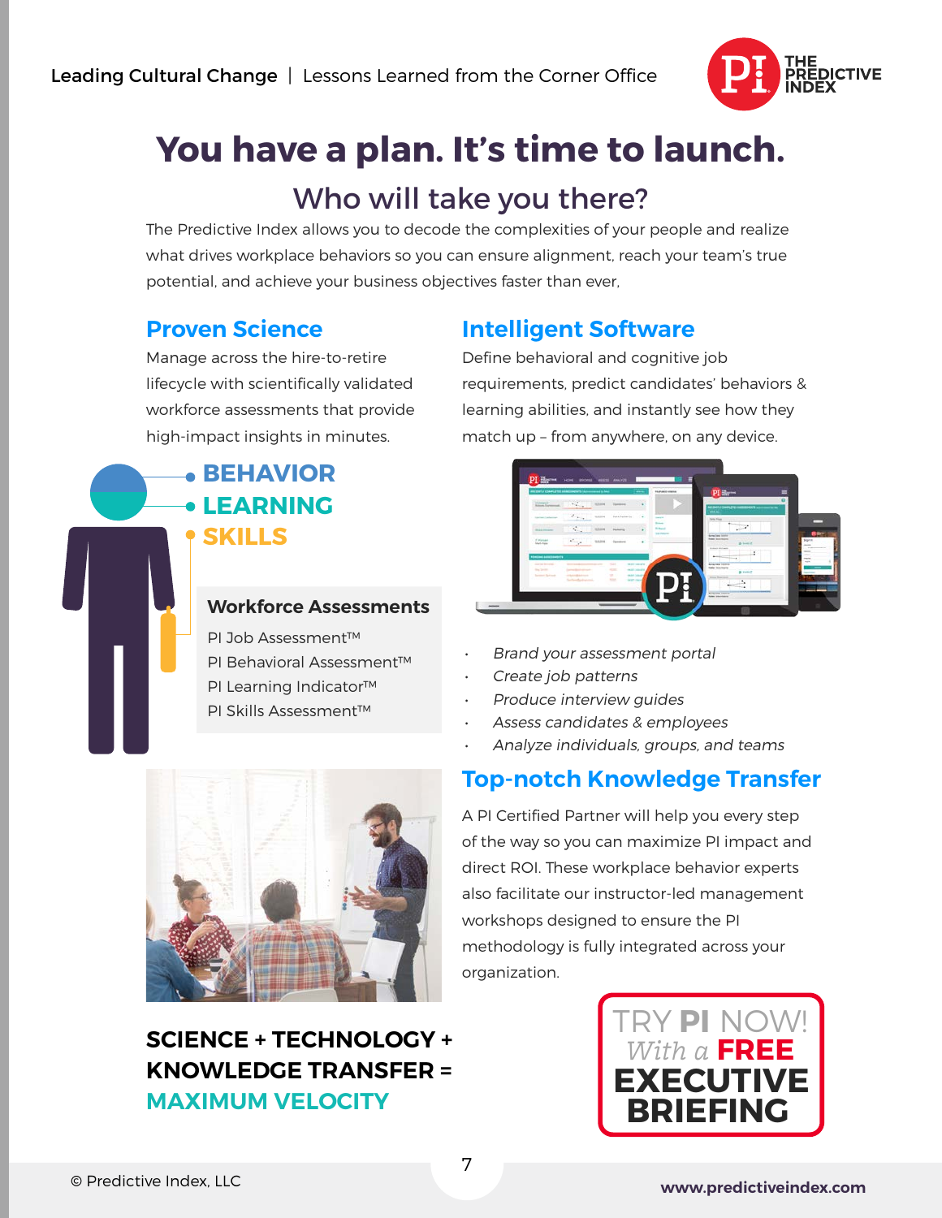# You have a plan. It's time to launch.

## Who will take you there?

The Predictive Index allows you to decode the complexities of your people and realize what drives workplace behaviors so you can ensure alignment, reach your team's true potential, and achieve your business objectives faster than ever.

### Proven Science

Manage across the hire-to-retire lifecycle with scientifically validated workforce assessments that provide high-impact insights in minutes.

- BEHAVIOR
- LEARNING
- SKILLS

**Workforce Assessments**

PI Job Assessment™
PI Behavioral Assessment™
PI Learning Indicator™
PI Skills Assessment™

### Intelligent Software

Define behavioral and cognitive job requirements, predict candidates' behaviors & learning abilities, and instantly see how they match up – from anywhere, on any device.

- *Brand your assessment portal*
- *Create job patterns*
- *Produce interview guides*
- *Assess candidates & employees*
- *Analyze individuals, groups, and teams*

### Top-notch Knowledge Transfer

A PI Certified Partner will help you every step of the way so you can maximize PI impact and direct ROI. These workplace behavior experts also facilitate our instructor-led management workshops designed to ensure the PI methodology is fully integrated across your organization.

**SCIENCE + TECHNOLOGY + KNOWLEDGE TRANSFER = MAXIMUM VELOCITY**

TRY **PI** NOW! *With a* **FREE EXECUTIVE BRIEFING**

www.predictiveindex.com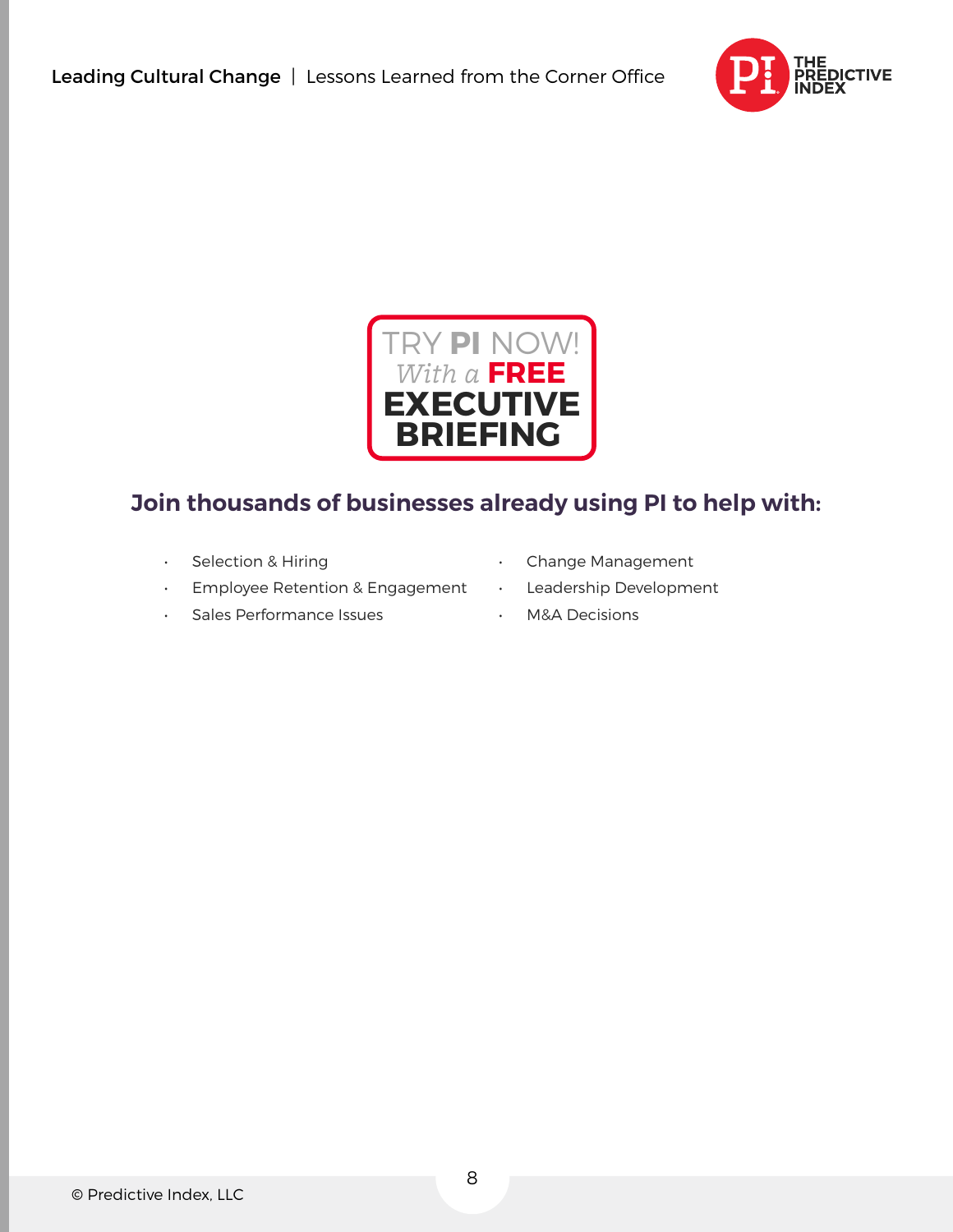**TRY PI NOW!**
*With a* **FREE**
**EXECUTIVE BRIEFING**

## Join thousands of businesses already using PI to help with:

- Selection & Hiring
- Employee Retention & Engagement
- Sales Performance Issues
- Change Management
- Leadership Development
- M&A Decisions